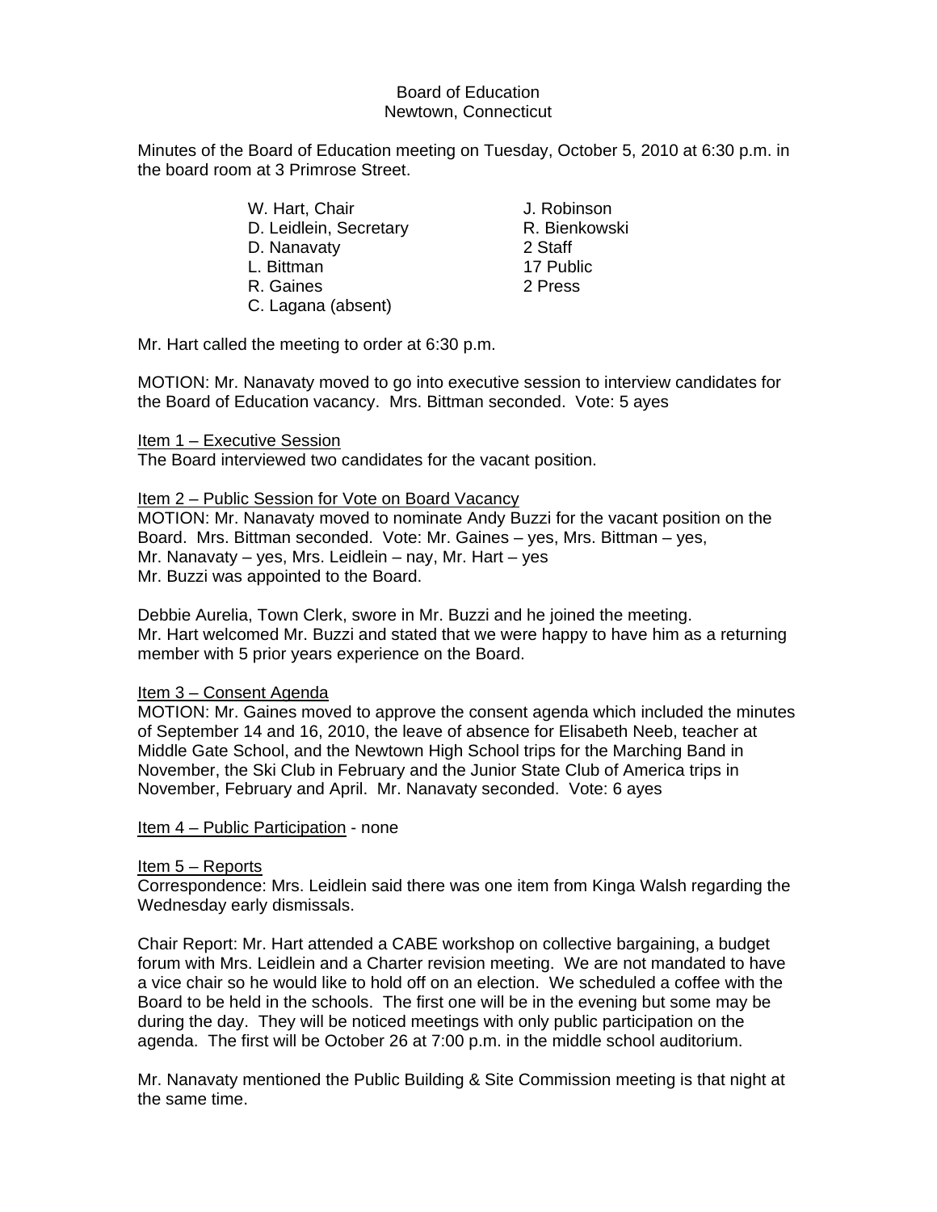Board of Education
Newtown, Connecticut

Minutes of the Board of Education meeting on Tuesday, October 5, 2010 at 6:30 p.m. in the board room at 3 Primrose Street.

| | |
|---|---|
| W. Hart, Chair | J. Robinson |
| D. Leidlein, Secretary | R. Bienkowski |
| D. Nanavaty | 2 Staff |
| L. Bittman | 17 Public |
| R. Gaines | 2 Press |
| C. Lagana (absent) | |

Mr. Hart called the meeting to order at 6:30 p.m.

MOTION: Mr. Nanavaty moved to go into executive session to interview candidates for the Board of Education vacancy. Mrs. Bittman seconded. Vote: 5 ayes

Item 1 – Executive Session
The Board interviewed two candidates for the vacant position.

Item 2 – Public Session for Vote on Board Vacancy
MOTION: Mr. Nanavaty moved to nominate Andy Buzzi for the vacant position on the Board. Mrs. Bittman seconded. Vote: Mr. Gaines – yes, Mrs. Bittman – yes, Mr. Nanavaty – yes, Mrs. Leidlein – nay, Mr. Hart – yes
Mr. Buzzi was appointed to the Board.

Debbie Aurelia, Town Clerk, swore in Mr. Buzzi and he joined the meeting.
Mr. Hart welcomed Mr. Buzzi and stated that we were happy to have him as a returning member with 5 prior years experience on the Board.

Item 3 – Consent Agenda
MOTION: Mr. Gaines moved to approve the consent agenda which included the minutes of September 14 and 16, 2010, the leave of absence for Elisabeth Neeb, teacher at Middle Gate School, and the Newtown High School trips for the Marching Band in November, the Ski Club in February and the Junior State Club of America trips in November, February and April. Mr. Nanavaty seconded. Vote: 6 ayes

Item 4 – Public Participation - none

Item 5 – Reports
Correspondence: Mrs. Leidlein said there was one item from Kinga Walsh regarding the Wednesday early dismissals.

Chair Report: Mr. Hart attended a CABE workshop on collective bargaining, a budget forum with Mrs. Leidlein and a Charter revision meeting. We are not mandated to have a vice chair so he would like to hold off on an election. We scheduled a coffee with the Board to be held in the schools. The first one will be in the evening but some may be during the day. They will be noticed meetings with only public participation on the agenda. The first will be October 26 at 7:00 p.m. in the middle school auditorium.

Mr. Nanavaty mentioned the Public Building & Site Commission meeting is that night at the same time.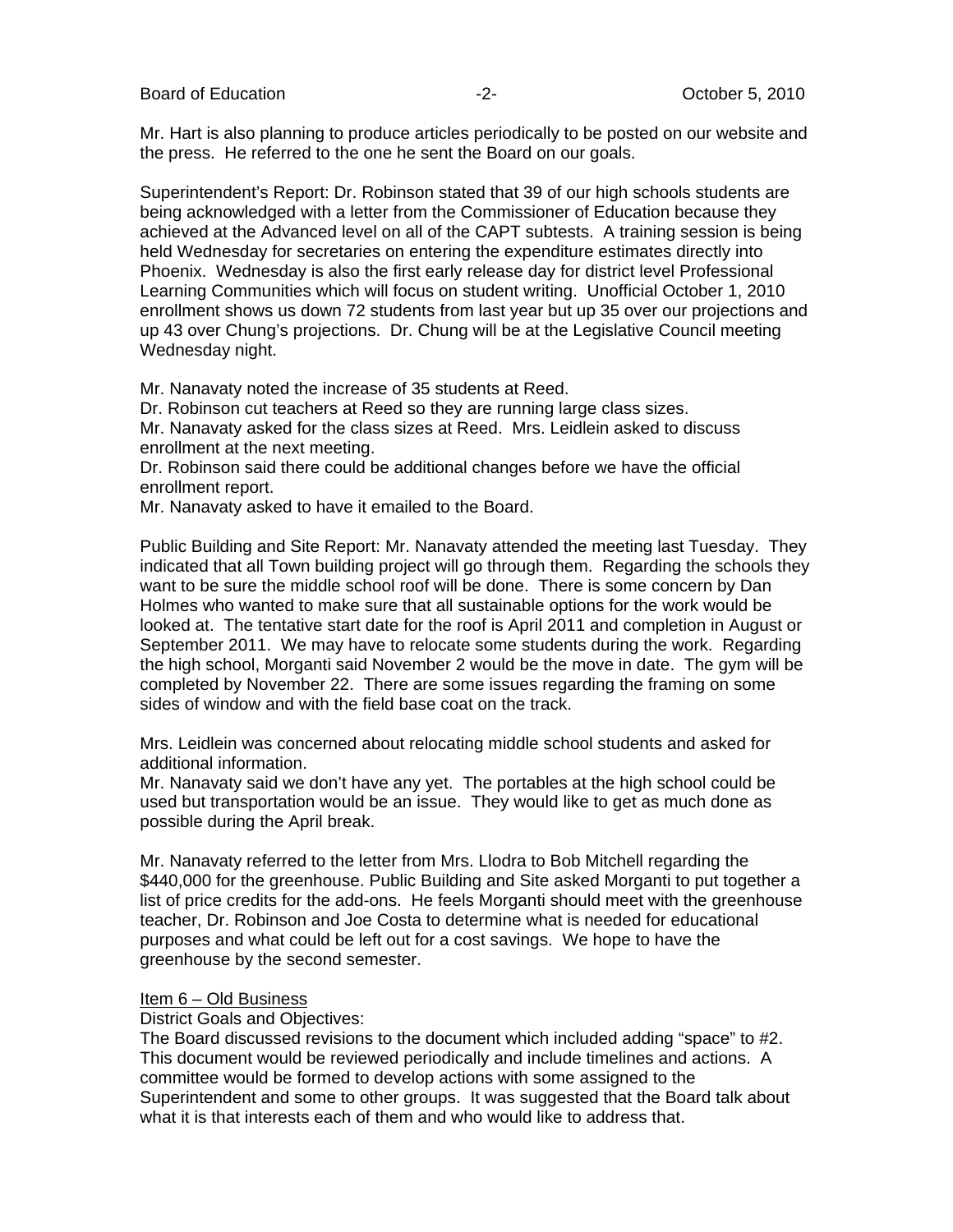Mr. Hart is also planning to produce articles periodically to be posted on our website and the press. He referred to the one he sent the Board on our goals.

Superintendent's Report: Dr. Robinson stated that 39 of our high schools students are being acknowledged with a letter from the Commissioner of Education because they achieved at the Advanced level on all of the CAPT subtests. A training session is being held Wednesday for secretaries on entering the expenditure estimates directly into Phoenix. Wednesday is also the first early release day for district level Professional Learning Communities which will focus on student writing. Unofficial October 1, 2010 enrollment shows us down 72 students from last year but up 35 over our projections and up 43 over Chung's projections. Dr. Chung will be at the Legislative Council meeting Wednesday night.

Mr. Nanavaty noted the increase of 35 students at Reed.
Dr. Robinson cut teachers at Reed so they are running large class sizes.
Mr. Nanavaty asked for the class sizes at Reed. Mrs. Leidlein asked to discuss enrollment at the next meeting.
Dr. Robinson said there could be additional changes before we have the official enrollment report.
Mr. Nanavaty asked to have it emailed to the Board.

Public Building and Site Report: Mr. Nanavaty attended the meeting last Tuesday. They indicated that all Town building project will go through them. Regarding the schools they want to be sure the middle school roof will be done. There is some concern by Dan Holmes who wanted to make sure that all sustainable options for the work would be looked at. The tentative start date for the roof is April 2011 and completion in August or September 2011. We may have to relocate some students during the work. Regarding the high school, Morganti said November 2 would be the move in date. The gym will be completed by November 22. There are some issues regarding the framing on some sides of window and with the field base coat on the track.

Mrs. Leidlein was concerned about relocating middle school students and asked for additional information.
Mr. Nanavaty said we don't have any yet. The portables at the high school could be used but transportation would be an issue. They would like to get as much done as possible during the April break.

Mr. Nanavaty referred to the letter from Mrs. Llodra to Bob Mitchell regarding the $440,000 for the greenhouse. Public Building and Site asked Morganti to put together a list of price credits for the add-ons. He feels Morganti should meet with the greenhouse teacher, Dr. Robinson and Joe Costa to determine what is needed for educational purposes and what could be left out for a cost savings. We hope to have the greenhouse by the second semester.

Item 6 – Old Business

District Goals and Objectives:
The Board discussed revisions to the document which included adding "space" to #2. This document would be reviewed periodically and include timelines and actions. A committee would be formed to develop actions with some assigned to the Superintendent and some to other groups. It was suggested that the Board talk about what it is that interests each of them and who would like to address that.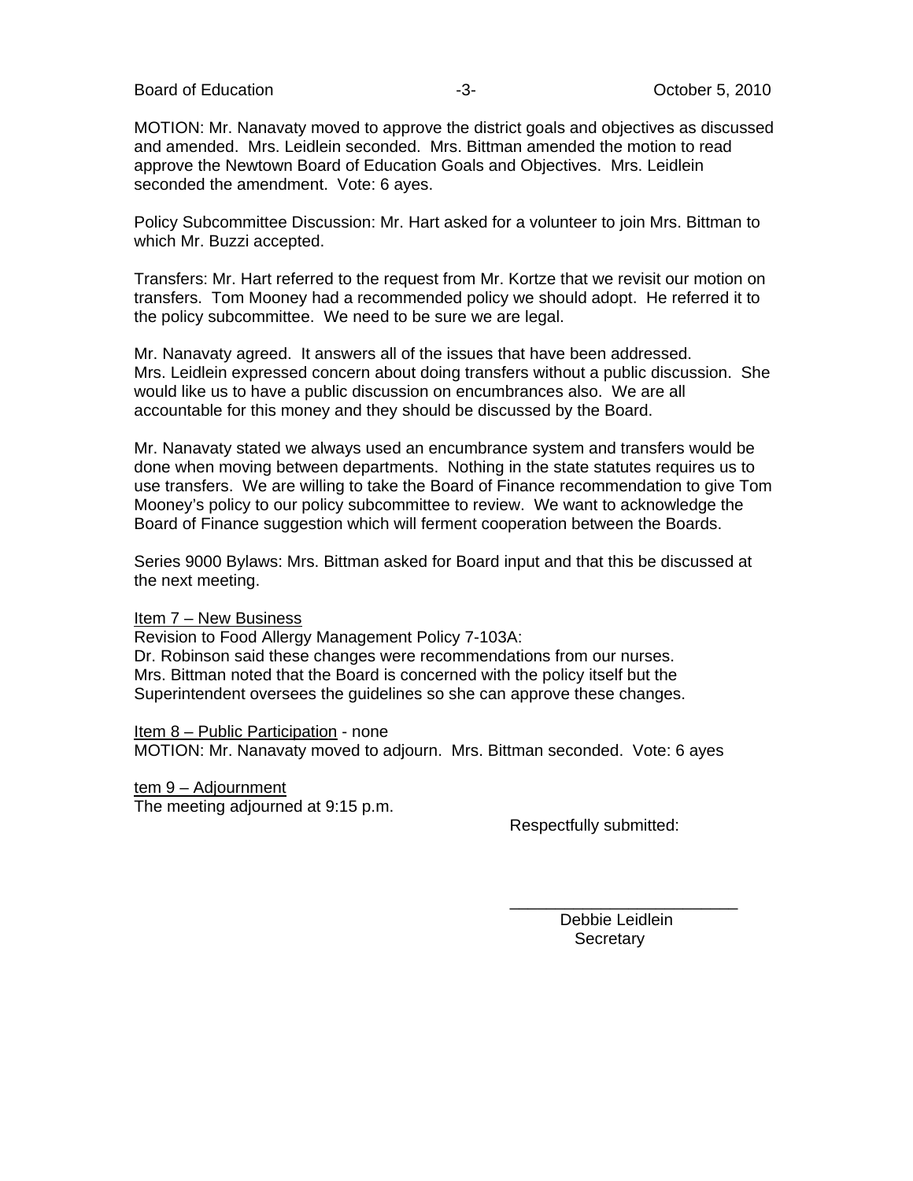MOTION: Mr. Nanavaty moved to approve the district goals and objectives as discussed and amended. Mrs. Leidlein seconded. Mrs. Bittman amended the motion to read approve the Newtown Board of Education Goals and Objectives. Mrs. Leidlein seconded the amendment. Vote: 6 ayes.

Policy Subcommittee Discussion: Mr. Hart asked for a volunteer to join Mrs. Bittman to which Mr. Buzzi accepted.

Transfers: Mr. Hart referred to the request from Mr. Kortze that we revisit our motion on transfers. Tom Mooney had a recommended policy we should adopt. He referred it to the policy subcommittee. We need to be sure we are legal.

Mr. Nanavaty agreed. It answers all of the issues that have been addressed. Mrs. Leidlein expressed concern about doing transfers without a public discussion. She would like us to have a public discussion on encumbrances also. We are all accountable for this money and they should be discussed by the Board.

Mr. Nanavaty stated we always used an encumbrance system and transfers would be done when moving between departments. Nothing in the state statutes requires us to use transfers. We are willing to take the Board of Finance recommendation to give Tom Mooney's policy to our policy subcommittee to review. We want to acknowledge the Board of Finance suggestion which will ferment cooperation between the Boards.

Series 9000 Bylaws: Mrs. Bittman asked for Board input and that this be discussed at the next meeting.

<u>Item 7 – New Business</u>
Revision to Food Allergy Management Policy 7-103A:
Dr. Robinson said these changes were recommendations from our nurses.
Mrs. Bittman noted that the Board is concerned with the policy itself but the Superintendent oversees the guidelines so she can approve these changes.

<u>Item 8 – Public Participation</u> - none
MOTION: Mr. Nanavaty moved to adjourn. Mrs. Bittman seconded. Vote: 6 ayes

<u>tem 9 – Adjournment</u>
The meeting adjourned at 9:15 p.m.

Respectfully submitted:

\_\_\_\_\_\_\_\_\_\_\_\_\_\_\_\_\_\_\_\_\_\_\_\_\_\_
Debbie Leidlein
Secretary